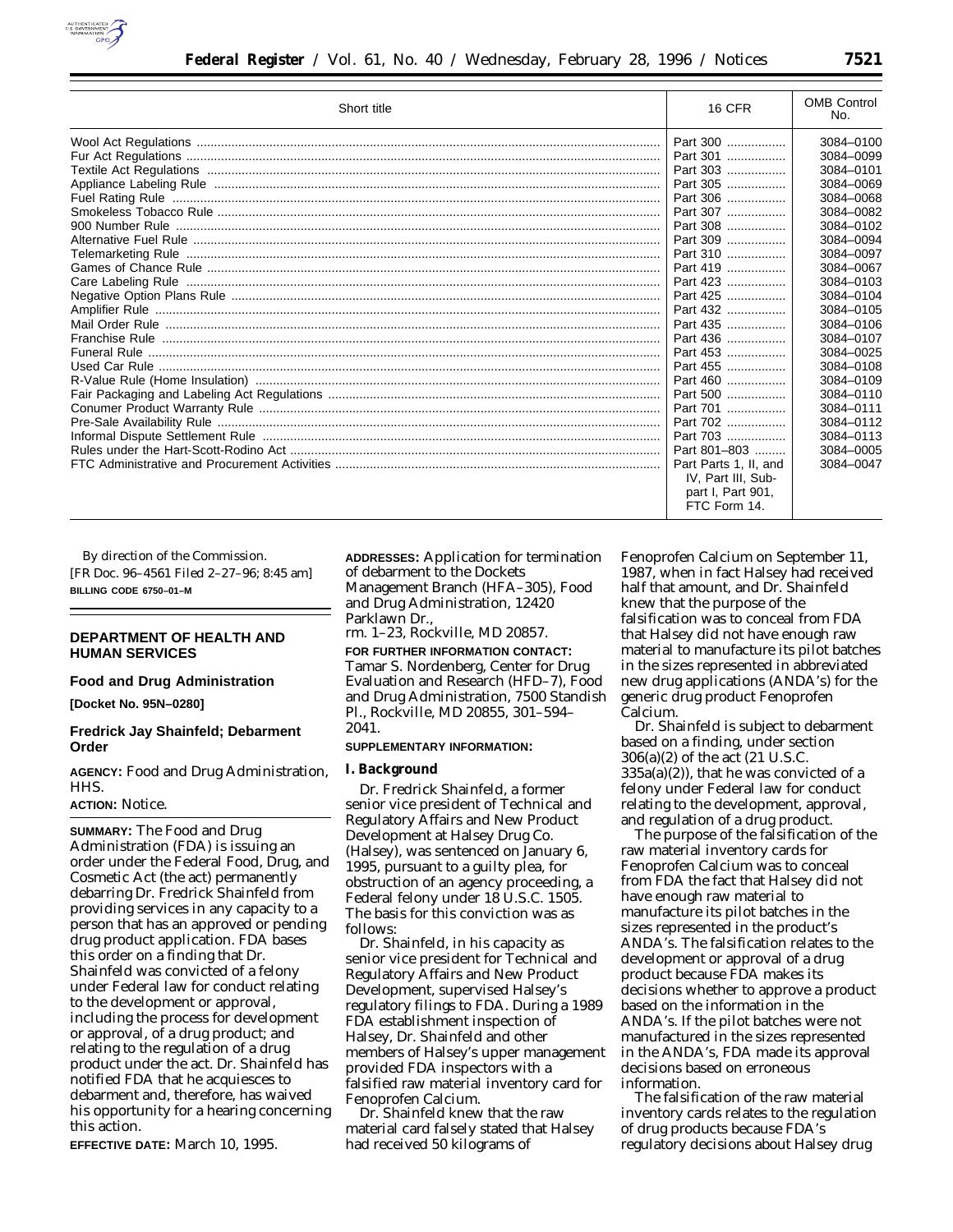| Short title | 16 CFR | OMB Control No. |
| --- | --- | --- |
| Wool Act Regulations | Part 300 | 3084–0100 |
| Fur Act Regulations | Part 301 | 3084–0099 |
| Textile Act Regulations | Part 303 | 3084–0101 |
| Appliance Labeling Rule | Part 305 | 3084–0069 |
| Fuel Rating Rule | Part 306 | 3084–0068 |
| Smokeless Tobacco Rule | Part 307 | 3084–0082 |
| 900 Number Rule | Part 308 | 3084–0102 |
| Alternative Fuel Rule | Part 309 | 3084–0094 |
| Telemarketing Rule | Part 310 | 3084–0097 |
| Games of Chance Rule | Part 419 | 3084–0067 |
| Care Labeling Rule | Part 423 | 3084–0103 |
| Negative Option Plans Rule | Part 425 | 3084–0104 |
| Amplifier Rule | Part 432 | 3084–0105 |
| Mail Order Rule | Part 435 | 3084–0106 |
| Franchise Rule | Part 436 | 3084–0107 |
| Funeral Rule | Part 453 | 3084–0025 |
| Used Car Rule | Part 455 | 3084–0108 |
| R-Value Rule (Home Insulation) | Part 460 | 3084–0109 |
| Fair Packaging and Labeling Act Regulations | Part 500 | 3084–0110 |
| Conumer Product Warranty Rule | Part 701 | 3084–0111 |
| Pre-Sale Availability Rule | Part 702 | 3084–0112 |
| Informal Dispute Settlement Rule | Part 703 | 3084–0113 |
| Rules under the Hart-Scott-Rodino Act | Part 801–803 | 3084–0005 |
| FTC Administrative and Procurement Activities | Part Parts 1, II, and IV, Part III, Subpart I, Part 901, FTC Form 14. | 3084–0047 |

By direction of the Commission.

[FR Doc. 96–4561 Filed 2–27–96; 8:45 am]

**BILLING CODE 6750–01–M**

## DEPARTMENT OF HEALTH AND HUMAN SERVICES

### Food and Drug Administration

**[Docket No. 95N–0280]**

### Fredrick Jay Shainfeld; Debarment Order

**AGENCY:** Food and Drug Administration, HHS.

**ACTION:** Notice.

**SUMMARY:** The Food and Drug Administration (FDA) is issuing an order under the Federal Food, Drug, and Cosmetic Act (the act) permanently debarring Dr. Fredrick Shainfeld from providing services in any capacity to a person that has an approved or pending drug product application. FDA bases this order on a finding that Dr. Shainfeld was convicted of a felony under Federal law for conduct relating to the development or approval, including the process for development or approval, of a drug product; and relating to the regulation of a drug product under the act. Dr. Shainfeld has notified FDA that he acquiesces to debarment and, therefore, has waived his opportunity for a hearing concerning this action.

**EFFECTIVE DATE:** March 10, 1995.

**ADDRESSES:** Application for termination of debarment to the Dockets Management Branch (HFA–305), Food and Drug Administration, 12420 Parklawn Dr., rm. 1–23, Rockville, MD 20857.

**FOR FURTHER INFORMATION CONTACT:** Tamar S. Nordenberg, Center for Drug Evaluation and Research (HFD–7), Food and Drug Administration, 7500 Standish Pl., Rockville, MD 20855, 301–594–2041.

**SUPPLEMENTARY INFORMATION:**

**I. Background**

Dr. Fredrick Shainfeld, a former senior vice president of Technical and Regulatory Affairs and New Product Development at Halsey Drug Co. (Halsey), was sentenced on January 6, 1995, pursuant to a guilty plea, for obstruction of an agency proceeding, a Federal felony under 18 U.S.C. 1505. The basis for this conviction was as follows:

Dr. Shainfeld, in his capacity as senior vice president for Technical and Regulatory Affairs and New Product Development, supervised Halsey's regulatory filings to FDA. During a 1989 FDA establishment inspection of Halsey, Dr. Shainfeld and other members of Halsey's upper management provided FDA inspectors with a falsified raw material inventory card for Fenoprofen Calcium.

Dr. Shainfeld knew that the raw material card falsely stated that Halsey had received 50 kilograms of Fenoprofen Calcium on September 11, 1987, when in fact Halsey had received half that amount, and Dr. Shainfeld knew that the purpose of the falsification was to conceal from FDA that Halsey did not have enough raw material to manufacture its pilot batches in the sizes represented in abbreviated new drug applications (ANDA's) for the generic drug product Fenoprofen Calcium.

Dr. Shainfeld is subject to debarment based on a finding, under section 306(a)(2) of the act (21 U.S.C. 335a(a)(2)), that he was convicted of a felony under Federal law for conduct relating to the development, approval, and regulation of a drug product.

The purpose of the falsification of the raw material inventory cards for Fenoprofen Calcium was to conceal from FDA the fact that Halsey did not have enough raw material to manufacture its pilot batches in the sizes represented in the product's ANDA's. The falsification relates to the development or approval of a drug product because FDA makes its decisions whether to approve a product based on the information in the ANDA's. If the pilot batches were not manufactured in the sizes represented in the ANDA's, FDA made its approval decisions based on erroneous information.

The falsification of the raw material inventory cards relates to the regulation of drug products because FDA's regulatory decisions about Halsey drug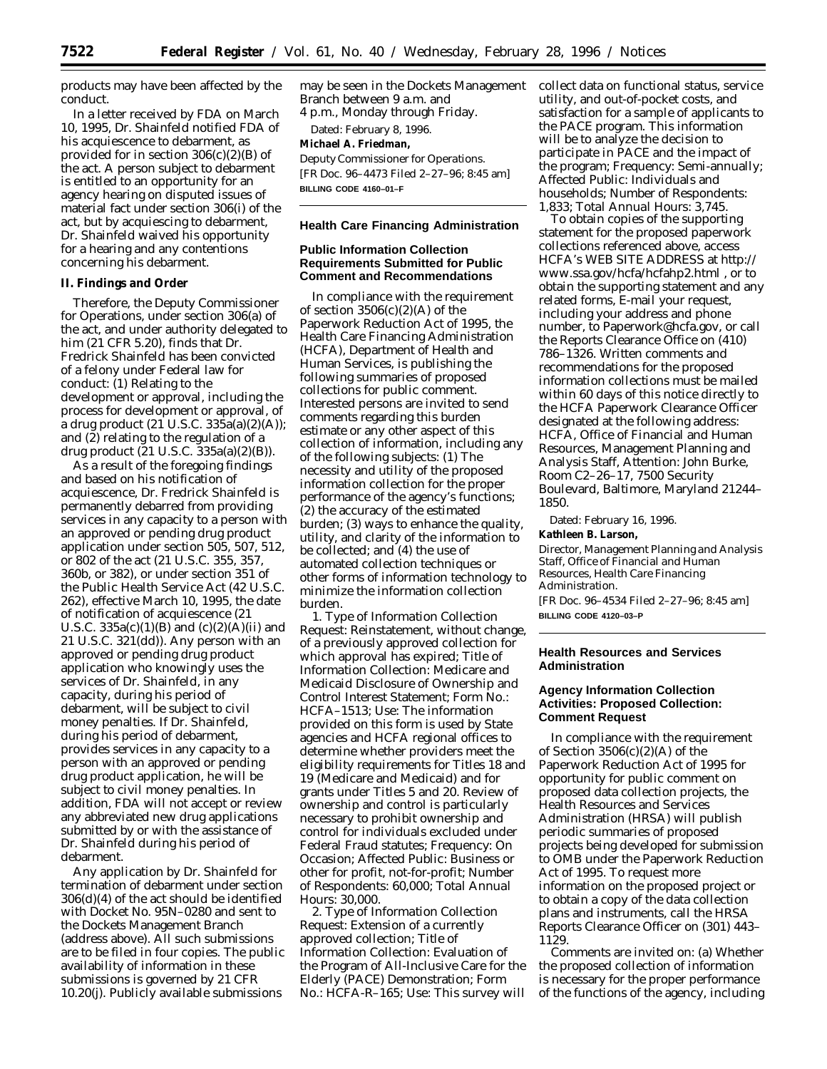products may have been affected by the conduct.

In a letter received by FDA on March 10, 1995, Dr. Shainfeld notified FDA of his acquiescence to debarment, as provided for in section 306(c)(2)(B) of the act. A person subject to debarment is entitled to an opportunity for an agency hearing on disputed issues of material fact under section 306(i) of the act, but by acquiescing to debarment, Dr. Shainfeld waived his opportunity for a hearing and any contentions concerning his debarment.

**II. Findings and Order**

Therefore, the Deputy Commissioner for Operations, under section 306(a) of the act, and under authority delegated to him (21 CFR 5.20), finds that Dr. Fredrick Shainfeld has been convicted of a felony under Federal law for conduct: (1) Relating to the development or approval, including the process for development or approval, of a drug product (21 U.S.C. 335a(a)(2)(A)); and (2) relating to the regulation of a drug product (21 U.S.C. 335a(a)(2)(B)).

As a result of the foregoing findings and based on his notification of acquiescence, Dr. Fredrick Shainfeld is permanently debarred from providing services in any capacity to a person with an approved or pending drug product application under section 505, 507, 512, or 802 of the act (21 U.S.C. 355, 357, 360b, or 382), or under section 351 of the Public Health Service Act (42 U.S.C. 262), effective March 10, 1995, the date of notification of acquiescence (21 U.S.C. 335a(c)(1)(B) and (c)(2)(A)(ii) and 21 U.S.C. 321(dd)). Any person with an approved or pending drug product application who knowingly uses the services of Dr. Shainfeld, in any capacity, during his period of debarment, will be subject to civil money penalties. If Dr. Shainfeld, during his period of debarment, provides services in any capacity to a person with an approved or pending drug product application, he will be subject to civil money penalties. In addition, FDA will not accept or review any abbreviated new drug applications submitted by or with the assistance of Dr. Shainfeld during his period of debarment.

Any application by Dr. Shainfeld for termination of debarment under section 306(d)(4) of the act should be identified with Docket No. 95N–0280 and sent to the Dockets Management Branch (address above). All such submissions are to be filed in four copies. The public availability of information in these submissions is governed by 21 CFR 10.20(j). Publicly available submissions may be seen in the Dockets Management Branch between 9 a.m. and 4 p.m., Monday through Friday.

Dated: February 8, 1996.

**Michael A. Friedman,**

*Deputy Commissioner for Operations.*

[FR Doc. 96–4473 Filed 2–27–96; 8:45 am]

**BILLING CODE 4160–01–F**

---

## Health Care Financing Administration

### Public Information Collection Requirements Submitted for Public Comment and Recommendations

In compliance with the requirement of section 3506(c)(2)(A) of the Paperwork Reduction Act of 1995, the Health Care Financing Administration (HCFA), Department of Health and Human Services, is publishing the following summaries of proposed collections for public comment. Interested persons are invited to send comments regarding this burden estimate or any other aspect of this collection of information, including any of the following subjects: (1) The necessity and utility of the proposed information collection for the proper performance of the agency's functions; (2) the accuracy of the estimated burden; (3) ways to enhance the quality, utility, and clarity of the information to be collected; and (4) the use of automated collection techniques or other forms of information technology to minimize the information collection burden.

1. Type of Information Collection Request: Reinstatement, without change, of a previously approved collection for which approval has expired; Title of Information Collection: Medicare and Medicaid Disclosure of Ownership and Control Interest Statement; Form No.: HCFA–1513; Use: The information provided on this form is used by State agencies and HCFA regional offices to determine whether providers meet the eligibility requirements for Titles 18 and 19 (Medicare and Medicaid) and for grants under Titles 5 and 20. Review of ownership and control is particularly necessary to prohibit ownership and control for individuals excluded under Federal Fraud statutes; Frequency: On Occasion; Affected Public: Business or other for profit, not-for-profit; Number of Respondents: 60,000; Total Annual Hours: 30,000.

2. Type of Information Collection Request: Extension of a currently approved collection; Title of Information Collection: Evaluation of the Program of All-Inclusive Care for the Elderly (PACE) Demonstration; Form No.: HCFA–R–165; Use: This survey will collect data on functional status, service utility, and out-of-pocket costs, and satisfaction for a sample of applicants to the PACE program. This information will be to analyze the decision to participate in PACE and the impact of the program; Frequency: Semi-annually; Affected Public: Individuals and households; Number of Respondents: 1,833; Total Annual Hours: 3,745.

To obtain copies of the supporting statement for the proposed paperwork collections referenced above, access HCFA's WEB SITE ADDRESS at http://www.ssa.gov/hcfa/hcfahp2.html , or to obtain the supporting statement and any related forms, E-mail your request, including your address and phone number, to Paperwork@hcfa.gov, or call the Reports Clearance Office on (410) 786–1326. Written comments and recommendations for the proposed information collections must be mailed within 60 days of this notice directly to the HCFA Paperwork Clearance Officer designated at the following address: HCFA, Office of Financial and Human Resources, Management Planning and Analysis Staff, Attention: John Burke, Room C2–26–17, 7500 Security Boulevard, Baltimore, Maryland 21244–1850.

Dated: February 16, 1996.

**Kathleen B. Larson,**

*Director, Management Planning and Analysis Staff, Office of Financial and Human Resources, Health Care Financing Administration.*

[FR Doc. 96–4534 Filed 2–27–96; 8:45 am]

**BILLING CODE 4120–03–P**

---

## Health Resources and Services Administration

### Agency Information Collection Activities: Proposed Collection: Comment Request

In compliance with the requirement of Section 3506(c)(2)(A) of the Paperwork Reduction Act of 1995 for opportunity for public comment on proposed data collection projects, the Health Resources and Services Administration (HRSA) will publish periodic summaries of proposed projects being developed for submission to OMB under the Paperwork Reduction Act of 1995. To request more information on the proposed project or to obtain a copy of the data collection plans and instruments, call the HRSA Reports Clearance Officer on (301) 443–1129.

Comments are invited on: (a) Whether the proposed collection of information is necessary for the proper performance of the functions of the agency, including